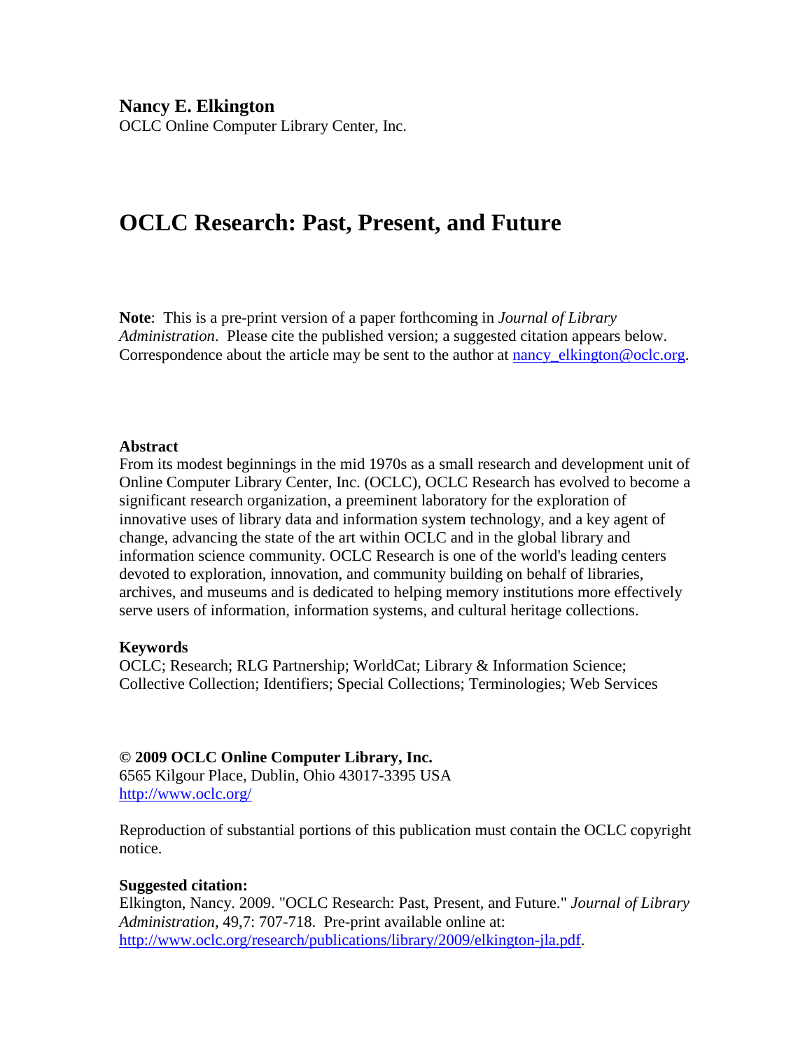**Nancy E. Elkington**
OCLC Online Computer Library Center, Inc.

# OCLC Research: Past, Present, and Future

**Note**: This is a pre-print version of a paper forthcoming in *Journal of Library Administration*. Please cite the published version; a suggested citation appears below. Correspondence about the article may be sent to the author at nancy_elkington@oclc.org.

**Abstract**
From its modest beginnings in the mid 1970s as a small research and development unit of Online Computer Library Center, Inc. (OCLC), OCLC Research has evolved to become a significant research organization, a preeminent laboratory for the exploration of innovative uses of library data and information system technology, and a key agent of change, advancing the state of the art within OCLC and in the global library and information science community. OCLC Research is one of the world's leading centers devoted to exploration, innovation, and community building on behalf of libraries, archives, and museums and is dedicated to helping memory institutions more effectively serve users of information, information systems, and cultural heritage collections.

**Keywords**
OCLC; Research; RLG Partnership; WorldCat; Library & Information Science; Collective Collection; Identifiers; Special Collections; Terminologies; Web Services

**© 2009 OCLC Online Computer Library, Inc.**
6565 Kilgour Place, Dublin, Ohio 43017-3395 USA
http://www.oclc.org/

Reproduction of substantial portions of this publication must contain the OCLC copyright notice.

**Suggested citation:**
Elkington, Nancy. 2009. "OCLC Research: Past, Present, and Future." *Journal of Library Administration*, 49,7: 707-718. Pre-print available online at: http://www.oclc.org/research/publications/library/2009/elkington-jla.pdf.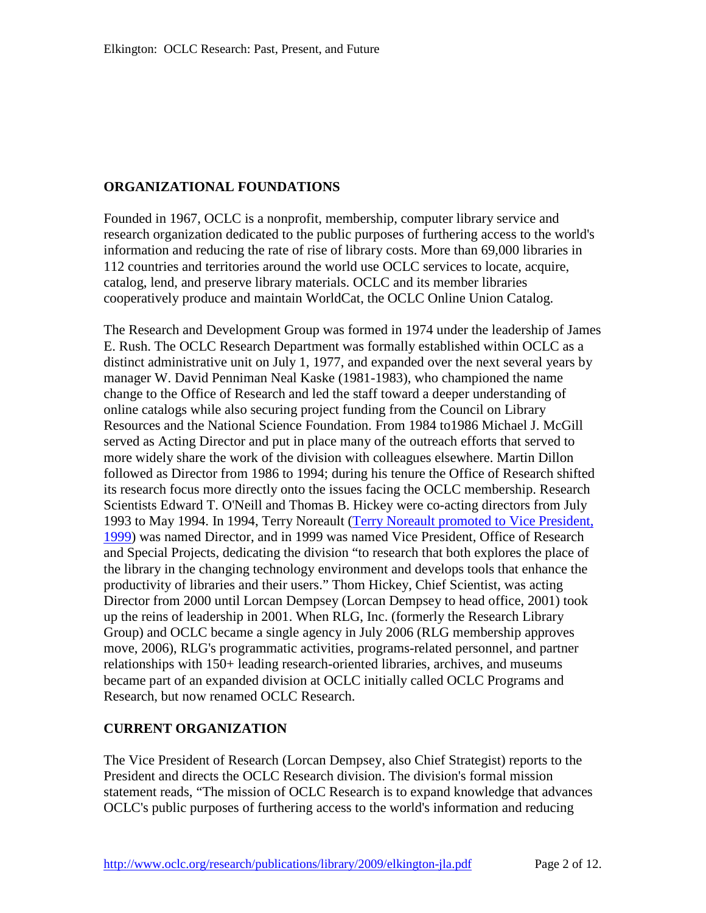## ORGANIZATIONAL FOUNDATIONS

Founded in 1967, OCLC is a nonprofit, membership, computer library service and research organization dedicated to the public purposes of furthering access to the world's information and reducing the rate of rise of library costs. More than 69,000 libraries in 112 countries and territories around the world use OCLC services to locate, acquire, catalog, lend, and preserve library materials. OCLC and its member libraries cooperatively produce and maintain WorldCat, the OCLC Online Union Catalog.

The Research and Development Group was formed in 1974 under the leadership of James E. Rush. The OCLC Research Department was formally established within OCLC as a distinct administrative unit on July 1, 1977, and expanded over the next several years by manager W. David Penniman Neal Kaske (1981-1983), who championed the name change to the Office of Research and led the staff toward a deeper understanding of online catalogs while also securing project funding from the Council on Library Resources and the National Science Foundation. From 1984 to1986 Michael J. McGill served as Acting Director and put in place many of the outreach efforts that served to more widely share the work of the division with colleagues elsewhere. Martin Dillon followed as Director from 1986 to 1994; during his tenure the Office of Research shifted its research focus more directly onto the issues facing the OCLC membership. Research Scientists Edward T. O'Neill and Thomas B. Hickey were co-acting directors from July 1993 to May 1994. In 1994, Terry Noreault (Terry Noreault promoted to Vice President, 1999) was named Director, and in 1999 was named Vice President, Office of Research and Special Projects, dedicating the division "to research that both explores the place of the library in the changing technology environment and develops tools that enhance the productivity of libraries and their users." Thom Hickey, Chief Scientist, was acting Director from 2000 until Lorcan Dempsey (Lorcan Dempsey to head office, 2001) took up the reins of leadership in 2001. When RLG, Inc. (formerly the Research Library Group) and OCLC became a single agency in July 2006 (RLG membership approves move, 2006), RLG's programmatic activities, programs-related personnel, and partner relationships with 150+ leading research-oriented libraries, archives, and museums became part of an expanded division at OCLC initially called OCLC Programs and Research, but now renamed OCLC Research.

## CURRENT ORGANIZATION

The Vice President of Research (Lorcan Dempsey, also Chief Strategist) reports to the President and directs the OCLC Research division. The division's formal mission statement reads, "The mission of OCLC Research is to expand knowledge that advances OCLC's public purposes of furthering access to the world's information and reducing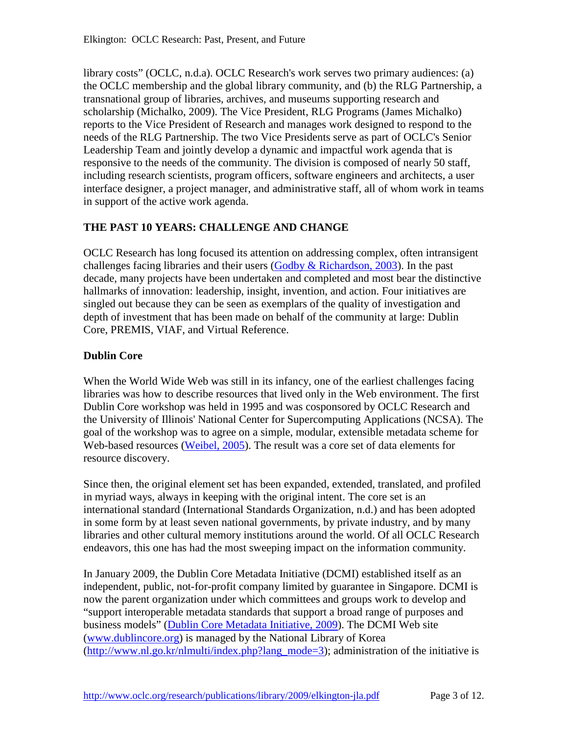library costs” (OCLC, n.d.a). OCLC Research's work serves two primary audiences: (a) the OCLC membership and the global library community, and (b) the RLG Partnership, a transnational group of libraries, archives, and museums supporting research and scholarship (Michalko, 2009). The Vice President, RLG Programs (James Michalko) reports to the Vice President of Research and manages work designed to respond to the needs of the RLG Partnership. The two Vice Presidents serve as part of OCLC's Senior Leadership Team and jointly develop a dynamic and impactful work agenda that is responsive to the needs of the community. The division is composed of nearly 50 staff, including research scientists, program officers, software engineers and architects, a user interface designer, a project manager, and administrative staff, all of whom work in teams in support of the active work agenda.

## THE PAST 10 YEARS: CHALLENGE AND CHANGE

OCLC Research has long focused its attention on addressing complex, often intransigent challenges facing libraries and their users (Godby & Richardson, 2003). In the past decade, many projects have been undertaken and completed and most bear the distinctive hallmarks of innovation: leadership, insight, invention, and action. Four initiatives are singled out because they can be seen as exemplars of the quality of investigation and depth of investment that has been made on behalf of the community at large: Dublin Core, PREMIS, VIAF, and Virtual Reference.

### Dublin Core

When the World Wide Web was still in its infancy, one of the earliest challenges facing libraries was how to describe resources that lived only in the Web environment. The first Dublin Core workshop was held in 1995 and was cosponsored by OCLC Research and the University of Illinois' National Center for Supercomputing Applications (NCSA). The goal of the workshop was to agree on a simple, modular, extensible metadata scheme for Web-based resources (Weibel, 2005). The result was a core set of data elements for resource discovery.

Since then, the original element set has been expanded, extended, translated, and profiled in myriad ways, always in keeping with the original intent. The core set is an international standard (International Standards Organization, n.d.) and has been adopted in some form by at least seven national governments, by private industry, and by many libraries and other cultural memory institutions around the world. Of all OCLC Research endeavors, this one has had the most sweeping impact on the information community.

In January 2009, the Dublin Core Metadata Initiative (DCMI) established itself as an independent, public, not-for-profit company limited by guarantee in Singapore. DCMI is now the parent organization under which committees and groups work to develop and “support interoperable metadata standards that support a broad range of purposes and business models” (Dublin Core Metadata Initiative, 2009). The DCMI Web site (www.dublincore.org) is managed by the National Library of Korea (http://www.nl.go.kr/nlmulti/index.php?lang_mode=3); administration of the initiative is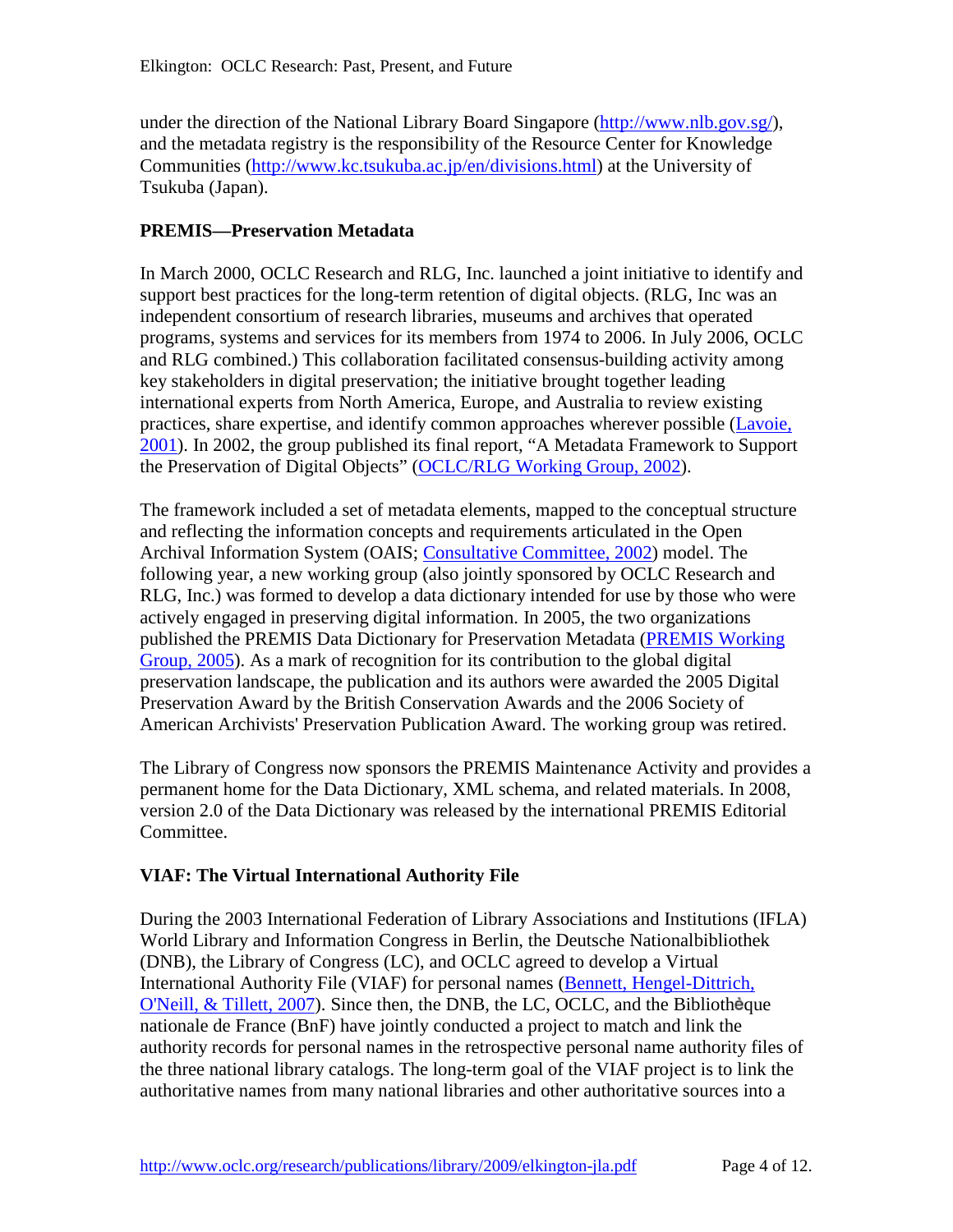under the direction of the National Library Board Singapore (http://www.nlb.gov.sg/), and the metadata registry is the responsibility of the Resource Center for Knowledge Communities (http://www.kc.tsukuba.ac.jp/en/divisions.html) at the University of Tsukuba (Japan).

### PREMIS—Preservation Metadata

In March 2000, OCLC Research and RLG, Inc. launched a joint initiative to identify and support best practices for the long-term retention of digital objects. (RLG, Inc was an independent consortium of research libraries, museums and archives that operated programs, systems and services for its members from 1974 to 2006. In July 2006, OCLC and RLG combined.) This collaboration facilitated consensus-building activity among key stakeholders in digital preservation; the initiative brought together leading international experts from North America, Europe, and Australia to review existing practices, share expertise, and identify common approaches wherever possible (Lavoie, 2001). In 2002, the group published its final report, "A Metadata Framework to Support the Preservation of Digital Objects" (OCLC/RLG Working Group, 2002).

The framework included a set of metadata elements, mapped to the conceptual structure and reflecting the information concepts and requirements articulated in the Open Archival Information System (OAIS; Consultative Committee, 2002) model. The following year, a new working group (also jointly sponsored by OCLC Research and RLG, Inc.) was formed to develop a data dictionary intended for use by those who were actively engaged in preserving digital information. In 2005, the two organizations published the PREMIS Data Dictionary for Preservation Metadata (PREMIS Working Group, 2005). As a mark of recognition for its contribution to the global digital preservation landscape, the publication and its authors were awarded the 2005 Digital Preservation Award by the British Conservation Awards and the 2006 Society of American Archivists' Preservation Publication Award. The working group was retired.

The Library of Congress now sponsors the PREMIS Maintenance Activity and provides a permanent home for the Data Dictionary, XML schema, and related materials. In 2008, version 2.0 of the Data Dictionary was released by the international PREMIS Editorial Committee.

### VIAF: The Virtual International Authority File

During the 2003 International Federation of Library Associations and Institutions (IFLA) World Library and Information Congress in Berlin, the Deutsche Nationalbibliothek (DNB), the Library of Congress (LC), and OCLC agreed to develop a Virtual International Authority File (VIAF) for personal names (Bennett, Hengel-Dittrich, O'Neill, & Tillett, 2007). Since then, the DNB, the LC, OCLC, and the Bibliothèque nationale de France (BnF) have jointly conducted a project to match and link the authority records for personal names in the retrospective personal name authority files of the three national library catalogs. The long-term goal of the VIAF project is to link the authoritative names from many national libraries and other authoritative sources into a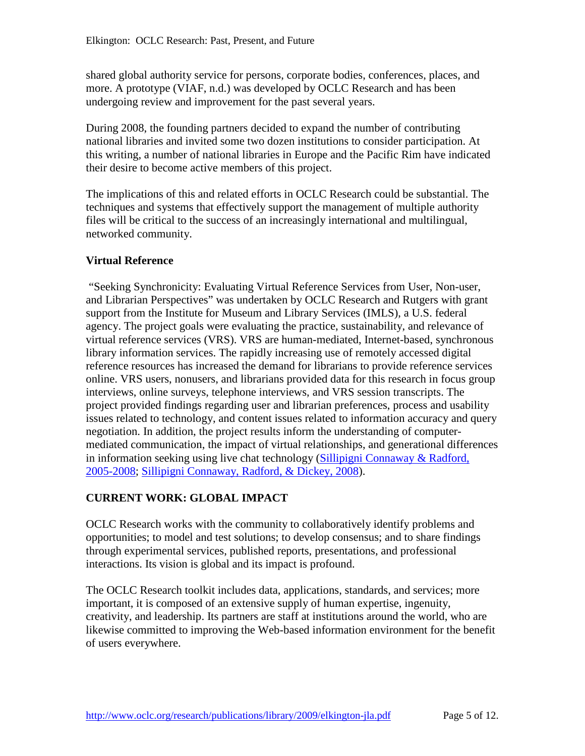shared global authority service for persons, corporate bodies, conferences, places, and more. A prototype (VIAF, n.d.) was developed by OCLC Research and has been undergoing review and improvement for the past several years.

During 2008, the founding partners decided to expand the number of contributing national libraries and invited some two dozen institutions to consider participation. At this writing, a number of national libraries in Europe and the Pacific Rim have indicated their desire to become active members of this project.

The implications of this and related efforts in OCLC Research could be substantial. The techniques and systems that effectively support the management of multiple authority files will be critical to the success of an increasingly international and multilingual, networked community.

### Virtual Reference

"Seeking Synchronicity: Evaluating Virtual Reference Services from User, Non-user, and Librarian Perspectives" was undertaken by OCLC Research and Rutgers with grant support from the Institute for Museum and Library Services (IMLS), a U.S. federal agency. The project goals were evaluating the practice, sustainability, and relevance of virtual reference services (VRS). VRS are human-mediated, Internet-based, synchronous library information services. The rapidly increasing use of remotely accessed digital reference resources has increased the demand for librarians to provide reference services online. VRS users, nonusers, and librarians provided data for this research in focus group interviews, online surveys, telephone interviews, and VRS session transcripts. The project provided findings regarding user and librarian preferences, process and usability issues related to technology, and content issues related to information accuracy and query negotiation. In addition, the project results inform the understanding of computer-mediated communication, the impact of virtual relationships, and generational differences in information seeking using live chat technology (Sillipigni Connaway & Radford, 2005-2008; Sillipigni Connaway, Radford, & Dickey, 2008).

## CURRENT WORK: GLOBAL IMPACT

OCLC Research works with the community to collaboratively identify problems and opportunities; to model and test solutions; to develop consensus; and to share findings through experimental services, published reports, presentations, and professional interactions. Its vision is global and its impact is profound.

The OCLC Research toolkit includes data, applications, standards, and services; more important, it is composed of an extensive supply of human expertise, ingenuity, creativity, and leadership. Its partners are staff at institutions around the world, who are likewise committed to improving the Web-based information environment for the benefit of users everywhere.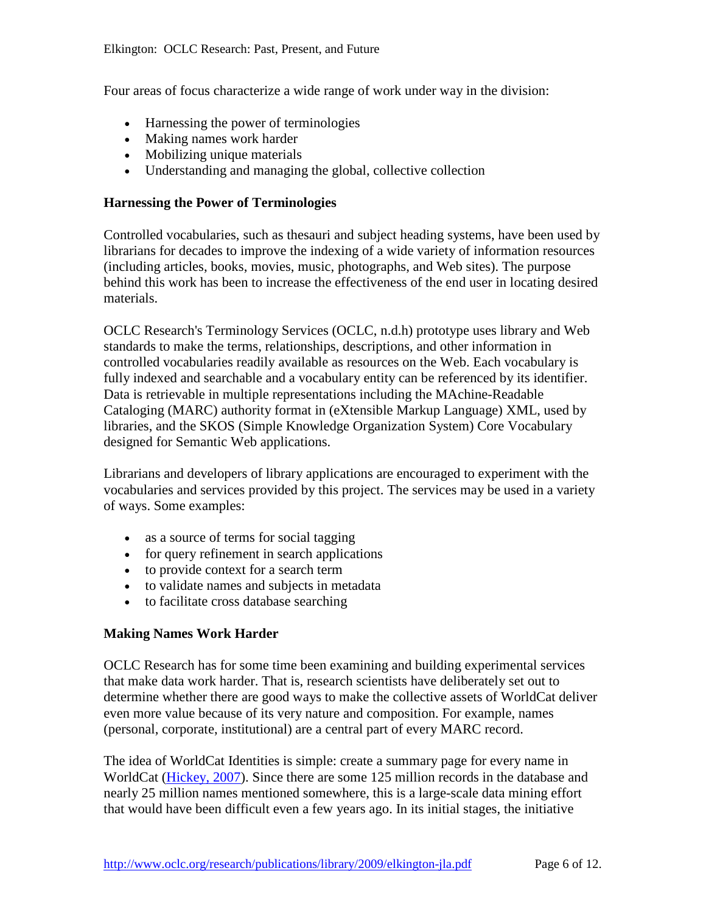Four areas of focus characterize a wide range of work under way in the division:

- Harnessing the power of terminologies
- Making names work harder
- Mobilizing unique materials
- Understanding and managing the global, collective collection

**Harnessing the Power of Terminologies**

Controlled vocabularies, such as thesauri and subject heading systems, have been used by librarians for decades to improve the indexing of a wide variety of information resources (including articles, books, movies, music, photographs, and Web sites). The purpose behind this work has been to increase the effectiveness of the end user in locating desired materials.

OCLC Research's Terminology Services (OCLC, n.d.h) prototype uses library and Web standards to make the terms, relationships, descriptions, and other information in controlled vocabularies readily available as resources on the Web. Each vocabulary is fully indexed and searchable and a vocabulary entity can be referenced by its identifier. Data is retrievable in multiple representations including the MAchine-Readable Cataloging (MARC) authority format in (eXtensible Markup Language) XML, used by libraries, and the SKOS (Simple Knowledge Organization System) Core Vocabulary designed for Semantic Web applications.

Librarians and developers of library applications are encouraged to experiment with the vocabularies and services provided by this project. The services may be used in a variety of ways. Some examples:

- as a source of terms for social tagging
- for query refinement in search applications
- to provide context for a search term
- to validate names and subjects in metadata
- to facilitate cross database searching

**Making Names Work Harder**

OCLC Research has for some time been examining and building experimental services that make data work harder. That is, research scientists have deliberately set out to determine whether there are good ways to make the collective assets of WorldCat deliver even more value because of its very nature and composition. For example, names (personal, corporate, institutional) are a central part of every MARC record.

The idea of WorldCat Identities is simple: create a summary page for every name in WorldCat (Hickey, 2007). Since there are some 125 million records in the database and nearly 25 million names mentioned somewhere, this is a large-scale data mining effort that would have been difficult even a few years ago. In its initial stages, the initiative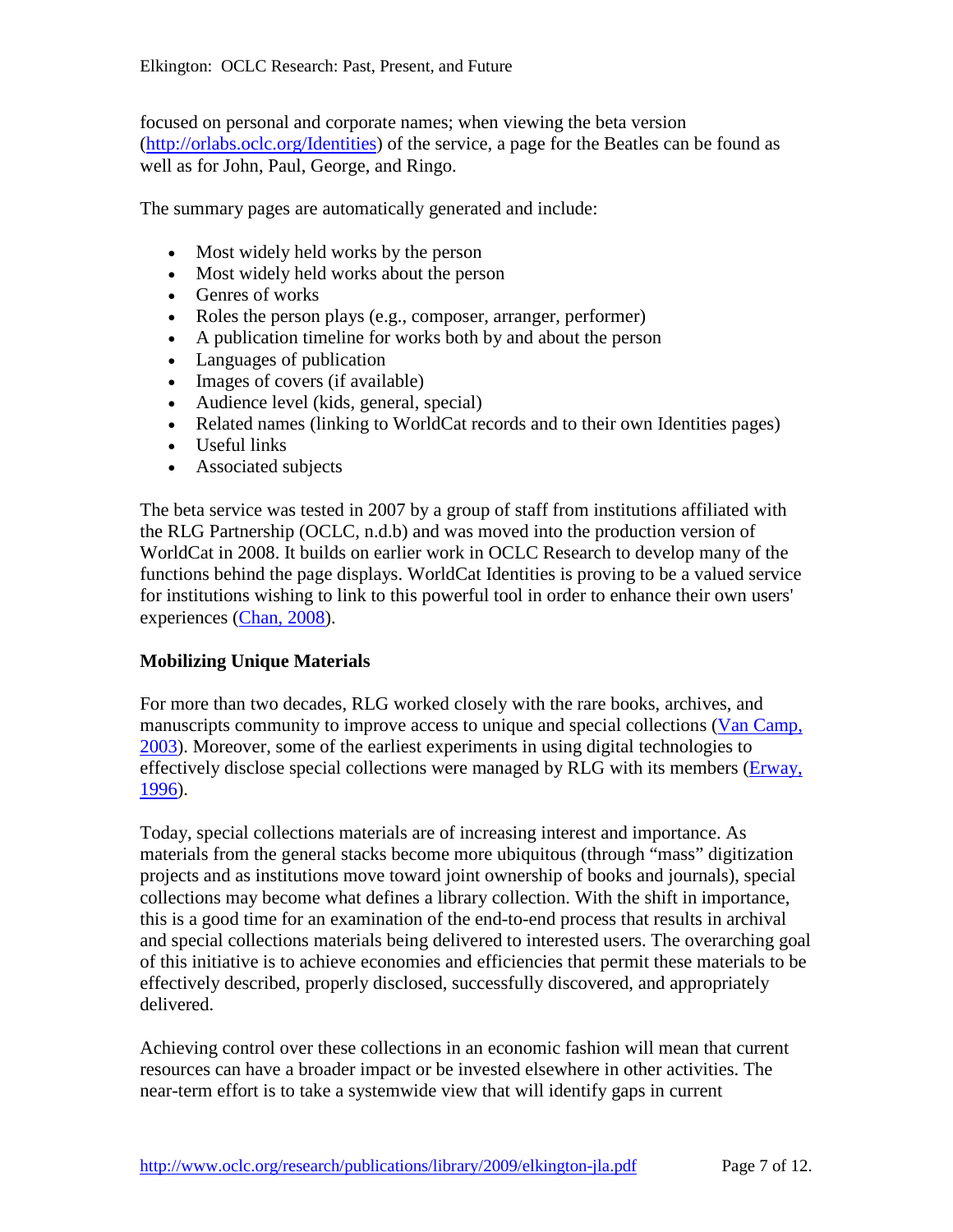focused on personal and corporate names; when viewing the beta version (http://orlabs.oclc.org/Identities) of the service, a page for the Beatles can be found as well as for John, Paul, George, and Ringo.

The summary pages are automatically generated and include:

- Most widely held works by the person
- Most widely held works about the person
- Genres of works
- Roles the person plays (e.g., composer, arranger, performer)
- A publication timeline for works both by and about the person
- Languages of publication
- Images of covers (if available)
- Audience level (kids, general, special)
- Related names (linking to WorldCat records and to their own Identities pages)
- Useful links
- Associated subjects

The beta service was tested in 2007 by a group of staff from institutions affiliated with the RLG Partnership (OCLC, n.d.b) and was moved into the production version of WorldCat in 2008. It builds on earlier work in OCLC Research to develop many of the functions behind the page displays. WorldCat Identities is proving to be a valued service for institutions wishing to link to this powerful tool in order to enhance their own users' experiences (Chan, 2008).

**Mobilizing Unique Materials**

For more than two decades, RLG worked closely with the rare books, archives, and manuscripts community to improve access to unique and special collections (Van Camp, 2003). Moreover, some of the earliest experiments in using digital technologies to effectively disclose special collections were managed by RLG with its members (Erway, 1996).

Today, special collections materials are of increasing interest and importance. As materials from the general stacks become more ubiquitous (through "mass" digitization projects and as institutions move toward joint ownership of books and journals), special collections may become what defines a library collection. With the shift in importance, this is a good time for an examination of the end-to-end process that results in archival and special collections materials being delivered to interested users. The overarching goal of this initiative is to achieve economies and efficiencies that permit these materials to be effectively described, properly disclosed, successfully discovered, and appropriately delivered.

Achieving control over these collections in an economic fashion will mean that current resources can have a broader impact or be invested elsewhere in other activities. The near-term effort is to take a systemwide view that will identify gaps in current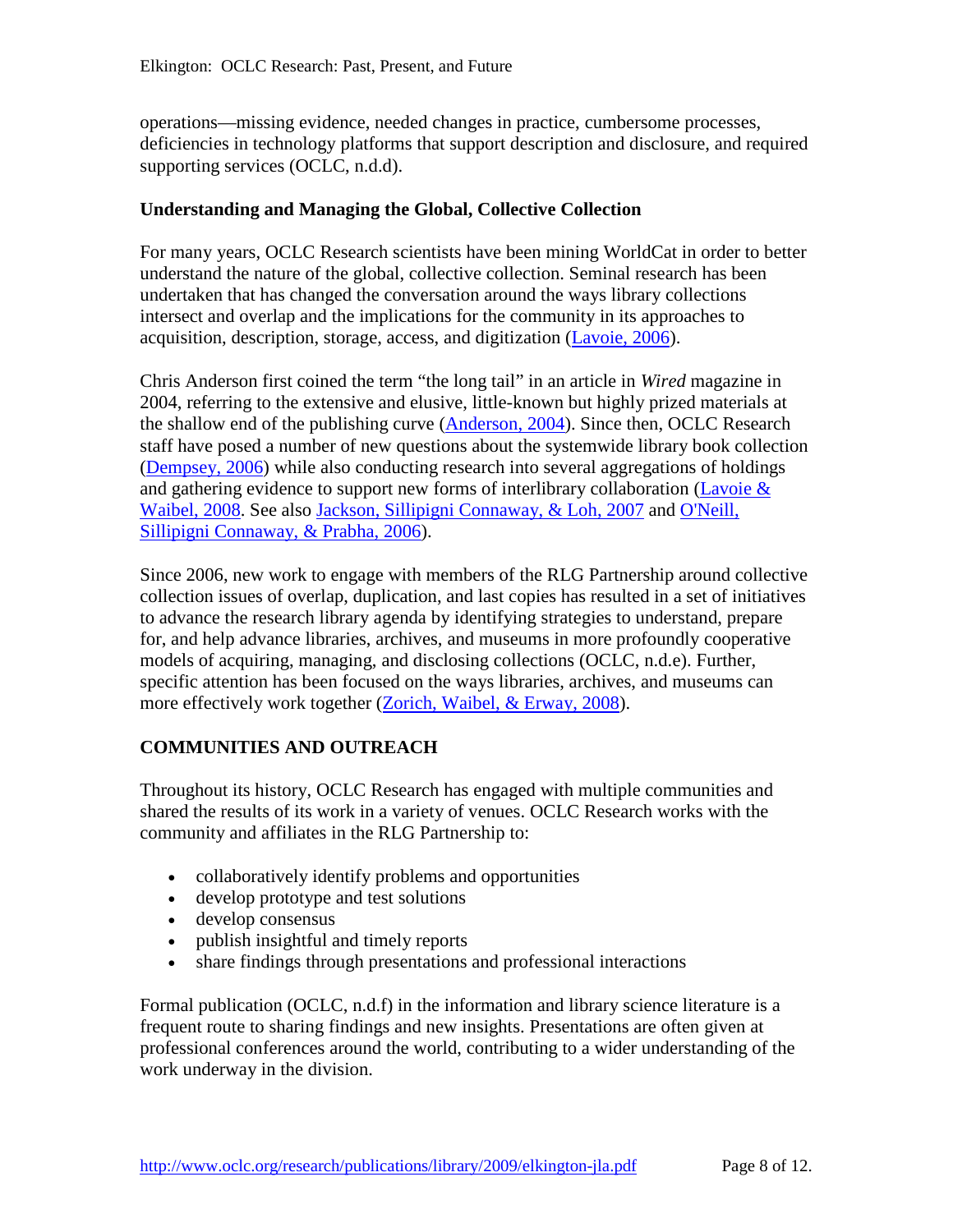operations—missing evidence, needed changes in practice, cumbersome processes, deficiencies in technology platforms that support description and disclosure, and required supporting services (OCLC, n.d.d).

### Understanding and Managing the Global, Collective Collection

For many years, OCLC Research scientists have been mining WorldCat in order to better understand the nature of the global, collective collection. Seminal research has been undertaken that has changed the conversation around the ways library collections intersect and overlap and the implications for the community in its approaches to acquisition, description, storage, access, and digitization (Lavoie, 2006).

Chris Anderson first coined the term "the long tail" in an article in *Wired* magazine in 2004, referring to the extensive and elusive, little-known but highly prized materials at the shallow end of the publishing curve (Anderson, 2004). Since then, OCLC Research staff have posed a number of new questions about the systemwide library book collection (Dempsey, 2006) while also conducting research into several aggregations of holdings and gathering evidence to support new forms of interlibrary collaboration (Lavoie & Waibel, 2008. See also Jackson, Sillipigni Connaway, & Loh, 2007 and O'Neill, Sillipigni Connaway, & Prabha, 2006).

Since 2006, new work to engage with members of the RLG Partnership around collective collection issues of overlap, duplication, and last copies has resulted in a set of initiatives to advance the research library agenda by identifying strategies to understand, prepare for, and help advance libraries, archives, and museums in more profoundly cooperative models of acquiring, managing, and disclosing collections (OCLC, n.d.e). Further, specific attention has been focused on the ways libraries, archives, and museums can more effectively work together (Zorich, Waibel, & Erway, 2008).

## COMMUNITIES AND OUTREACH

Throughout its history, OCLC Research has engaged with multiple communities and shared the results of its work in a variety of venues. OCLC Research works with the community and affiliates in the RLG Partnership to:

- collaboratively identify problems and opportunities
- develop prototype and test solutions
- develop consensus
- publish insightful and timely reports
- share findings through presentations and professional interactions

Formal publication (OCLC, n.d.f) in the information and library science literature is a frequent route to sharing findings and new insights. Presentations are often given at professional conferences around the world, contributing to a wider understanding of the work underway in the division.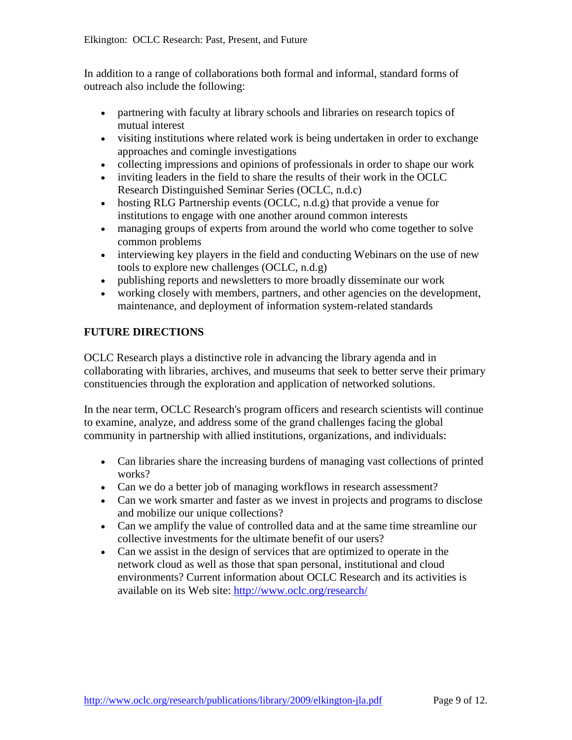In addition to a range of collaborations both formal and informal, standard forms of outreach also include the following:

- partnering with faculty at library schools and libraries on research topics of mutual interest
- visiting institutions where related work is being undertaken in order to exchange approaches and comingle investigations
- collecting impressions and opinions of professionals in order to shape our work
- inviting leaders in the field to share the results of their work in the OCLC Research Distinguished Seminar Series (OCLC, n.d.c)
- hosting RLG Partnership events (OCLC, n.d.g) that provide a venue for institutions to engage with one another around common interests
- managing groups of experts from around the world who come together to solve common problems
- interviewing key players in the field and conducting Webinars on the use of new tools to explore new challenges (OCLC, n.d.g)
- publishing reports and newsletters to more broadly disseminate our work
- working closely with members, partners, and other agencies on the development, maintenance, and deployment of information system-related standards

## FUTURE DIRECTIONS

OCLC Research plays a distinctive role in advancing the library agenda and in collaborating with libraries, archives, and museums that seek to better serve their primary constituencies through the exploration and application of networked solutions.

In the near term, OCLC Research's program officers and research scientists will continue to examine, analyze, and address some of the grand challenges facing the global community in partnership with allied institutions, organizations, and individuals:

- Can libraries share the increasing burdens of managing vast collections of printed works?
- Can we do a better job of managing workflows in research assessment?
- Can we work smarter and faster as we invest in projects and programs to disclose and mobilize our unique collections?
- Can we amplify the value of controlled data and at the same time streamline our collective investments for the ultimate benefit of our users?
- Can we assist in the design of services that are optimized to operate in the network cloud as well as those that span personal, institutional and cloud environments? Current information about OCLC Research and its activities is available on its Web site: http://www.oclc.org/research/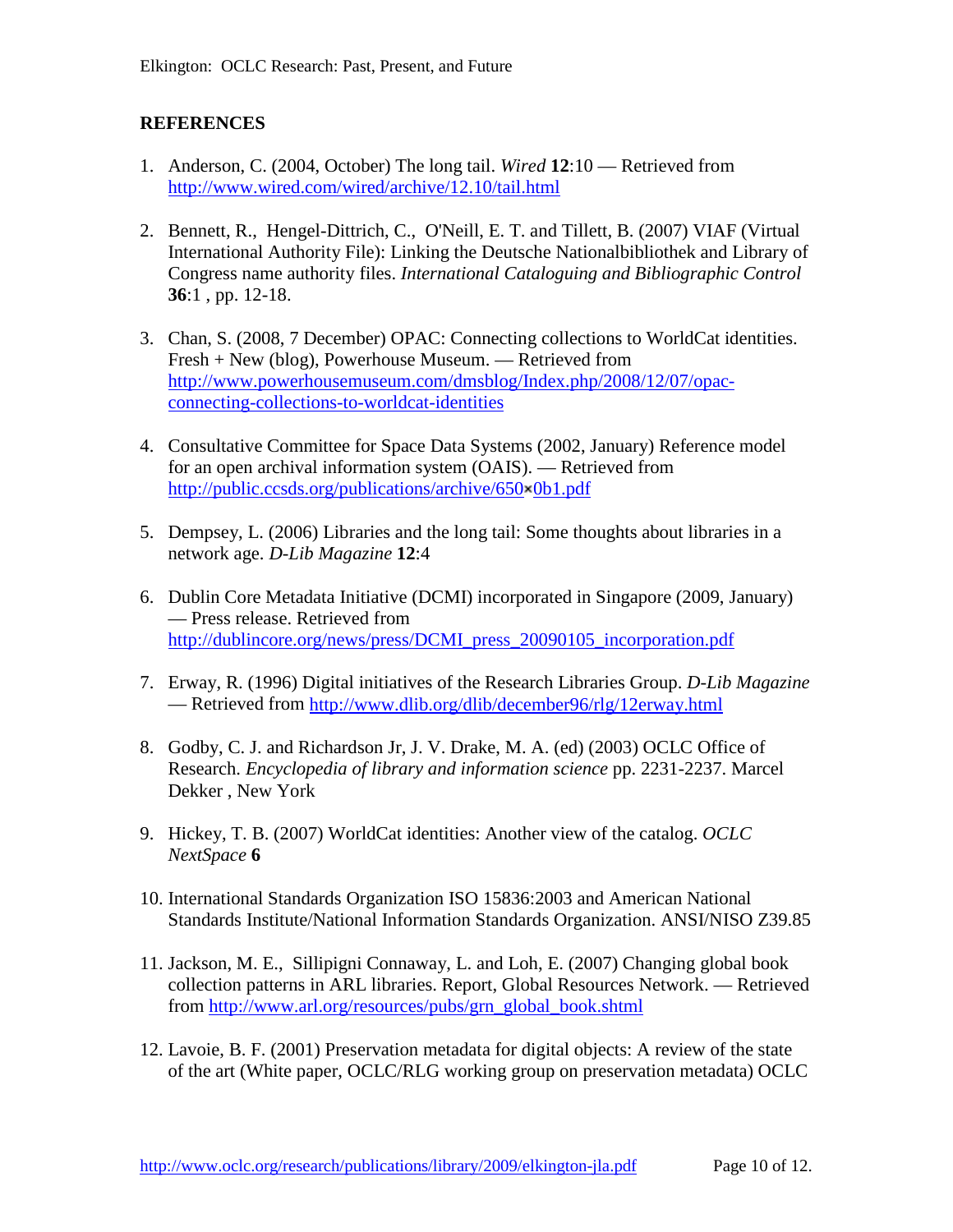## REFERENCES

1. Anderson, C. (2004, October) The long tail. *Wired* **12**:10 — Retrieved from http://www.wired.com/wired/archive/12.10/tail.html

2. Bennett, R., Hengel-Dittrich, C., O'Neill, E. T. and Tillett, B. (2007) VIAF (Virtual International Authority File): Linking the Deutsche Nationalbibliothek and Library of Congress name authority files. *International Cataloguing and Bibliographic Control* **36**:1 , pp. 12-18.

3. Chan, S. (2008, 7 December) OPAC: Connecting collections to WorldCat identities. Fresh + New (blog), Powerhouse Museum. — Retrieved from http://www.powerhousemuseum.com/dmsblog/Index.php/2008/12/07/opac-connecting-collections-to-worldcat-identities

4. Consultative Committee for Space Data Systems (2002, January) Reference model for an open archival information system (OAIS). — Retrieved from http://public.ccsds.org/publications/archive/650x0b1.pdf

5. Dempsey, L. (2006) Libraries and the long tail: Some thoughts about libraries in a network age. *D-Lib Magazine* **12**:4

6. Dublin Core Metadata Initiative (DCMI) incorporated in Singapore (2009, January) — Press release. Retrieved from http://dublincore.org/news/press/DCMI_press_20090105_incorporation.pdf

7. Erway, R. (1996) Digital initiatives of the Research Libraries Group. *D-Lib Magazine* — Retrieved from http://www.dlib.org/dlib/december96/rlg/12erway.html

8. Godby, C. J. and Richardson Jr, J. V. Drake, M. A. (ed) (2003) OCLC Office of Research. *Encyclopedia of library and information science* pp. 2231-2237. Marcel Dekker , New York

9. Hickey, T. B. (2007) WorldCat identities: Another view of the catalog. *OCLC NextSpace* **6**

10. International Standards Organization ISO 15836:2003 and American National Standards Institute/National Information Standards Organization. ANSI/NISO Z39.85

11. Jackson, M. E., Sillipigni Connaway, L. and Loh, E. (2007) Changing global book collection patterns in ARL libraries. Report, Global Resources Network. — Retrieved from http://www.arl.org/resources/pubs/grn_global_book.shtml

12. Lavoie, B. F. (2001) Preservation metadata for digital objects: A review of the state of the art (White paper, OCLC/RLG working group on preservation metadata) OCLC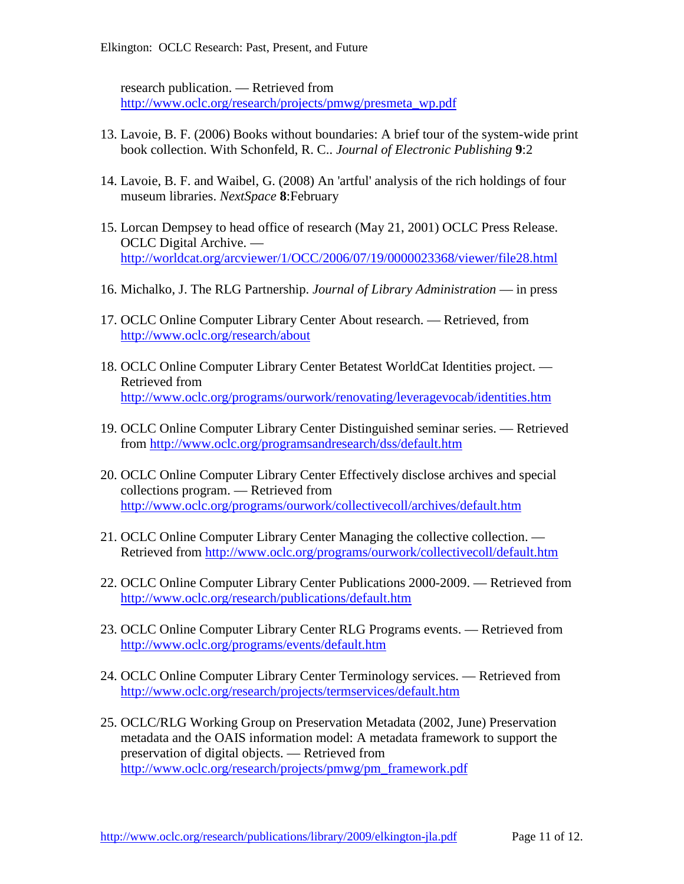research publication. — Retrieved from http://www.oclc.org/research/projects/pmwg/presmeta_wp.pdf

13. Lavoie, B. F. (2006) Books without boundaries: A brief tour of the system-wide print book collection. With Schonfeld, R. C.. *Journal of Electronic Publishing* **9**:2

14. Lavoie, B. F. and Waibel, G. (2008) An 'artful' analysis of the rich holdings of four museum libraries. *NextSpace* **8**:February

15. Lorcan Dempsey to head office of research (May 21, 2001) OCLC Press Release. OCLC Digital Archive. — http://worldcat.org/arcviewer/1/OCC/2006/07/19/0000023368/viewer/file28.html

16. Michalko, J. The RLG Partnership. *Journal of Library Administration* — in press

17. OCLC Online Computer Library Center About research. — Retrieved, from http://www.oclc.org/research/about

18. OCLC Online Computer Library Center Betatest WorldCat Identities project. — Retrieved from http://www.oclc.org/programs/ourwork/renovating/leveragevocab/identities.htm

19. OCLC Online Computer Library Center Distinguished seminar series. — Retrieved from http://www.oclc.org/programsandresearch/dss/default.htm

20. OCLC Online Computer Library Center Effectively disclose archives and special collections program. — Retrieved from http://www.oclc.org/programs/ourwork/collectivecoll/archives/default.htm

21. OCLC Online Computer Library Center Managing the collective collection. — Retrieved from http://www.oclc.org/programs/ourwork/collectivecoll/default.htm

22. OCLC Online Computer Library Center Publications 2000-2009. — Retrieved from http://www.oclc.org/research/publications/default.htm

23. OCLC Online Computer Library Center RLG Programs events. — Retrieved from http://www.oclc.org/programs/events/default.htm

24. OCLC Online Computer Library Center Terminology services. — Retrieved from http://www.oclc.org/research/projects/termservices/default.htm

25. OCLC/RLG Working Group on Preservation Metadata (2002, June) Preservation metadata and the OAIS information model: A metadata framework to support the preservation of digital objects. — Retrieved from http://www.oclc.org/research/projects/pmwg/pm_framework.pdf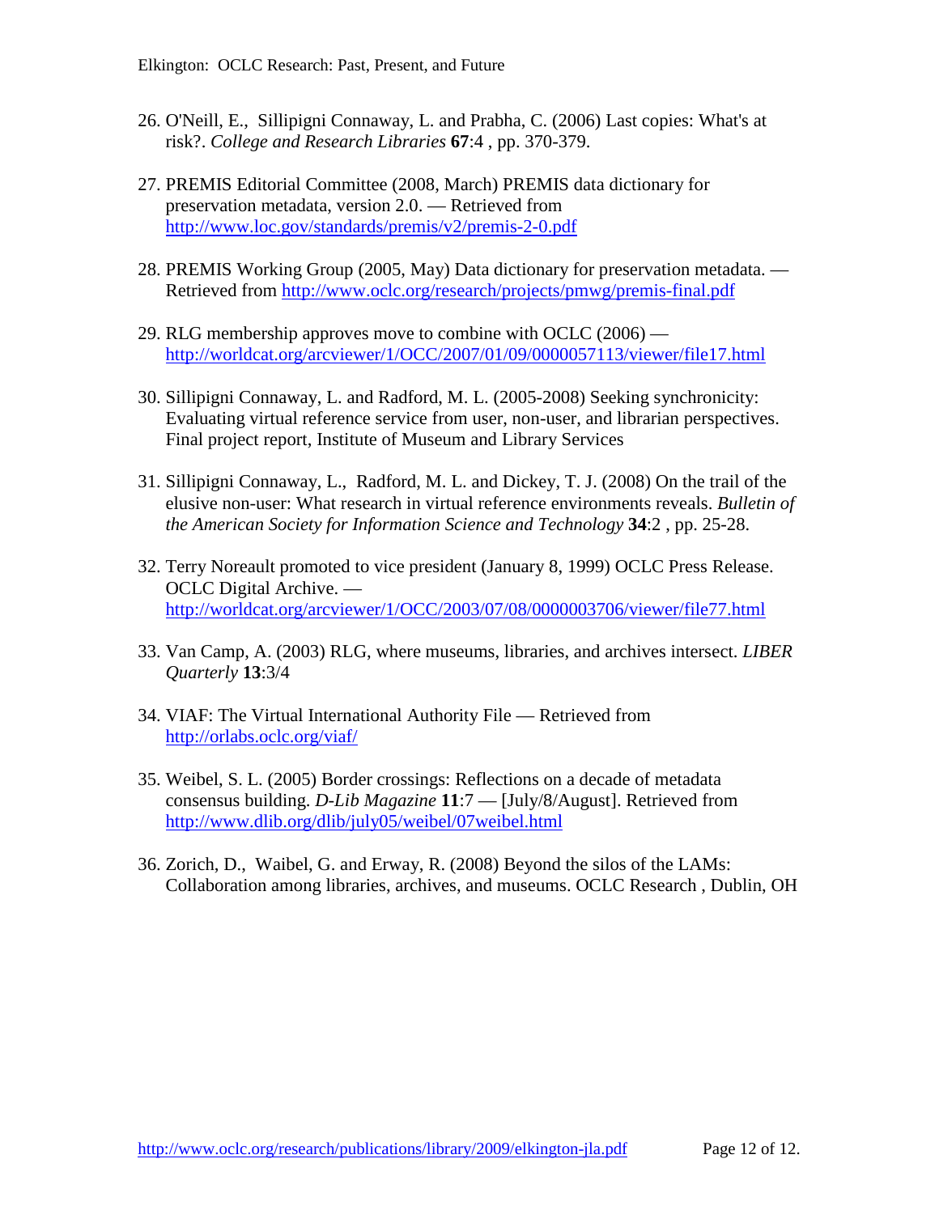26. O'Neill, E., Sillipigni Connaway, L. and Prabha, C. (2006) Last copies: What's at risk?. *College and Research Libraries* **67**:4 , pp. 370-379.

27. PREMIS Editorial Committee (2008, March) PREMIS data dictionary for preservation metadata, version 2.0. — Retrieved from http://www.loc.gov/standards/premis/v2/premis-2-0.pdf

28. PREMIS Working Group (2005, May) Data dictionary for preservation metadata. — Retrieved from http://www.oclc.org/research/projects/pmwg/premis-final.pdf

29. RLG membership approves move to combine with OCLC (2006) — http://worldcat.org/arcviewer/1/OCC/2007/01/09/0000057113/viewer/file17.html

30. Sillipigni Connaway, L. and Radford, M. L. (2005-2008) Seeking synchronicity: Evaluating virtual reference service from user, non-user, and librarian perspectives. Final project report, Institute of Museum and Library Services

31. Sillipigni Connaway, L., Radford, M. L. and Dickey, T. J. (2008) On the trail of the elusive non-user: What research in virtual reference environments reveals. *Bulletin of the American Society for Information Science and Technology* **34**:2 , pp. 25-28.

32. Terry Noreault promoted to vice president (January 8, 1999) OCLC Press Release. OCLC Digital Archive. — http://worldcat.org/arcviewer/1/OCC/2003/07/08/0000003706/viewer/file77.html

33. Van Camp, A. (2003) RLG, where museums, libraries, and archives intersect. *LIBER Quarterly* **13**:3/4

34. VIAF: The Virtual International Authority File — Retrieved from http://orlabs.oclc.org/viaf/

35. Weibel, S. L. (2005) Border crossings: Reflections on a decade of metadata consensus building. *D-Lib Magazine* **11**:7 — [July/8/August]. Retrieved from http://www.dlib.org/dlib/july05/weibel/07weibel.html

36. Zorich, D., Waibel, G. and Erway, R. (2008) Beyond the silos of the LAMs: Collaboration among libraries, archives, and museums. OCLC Research , Dublin, OH